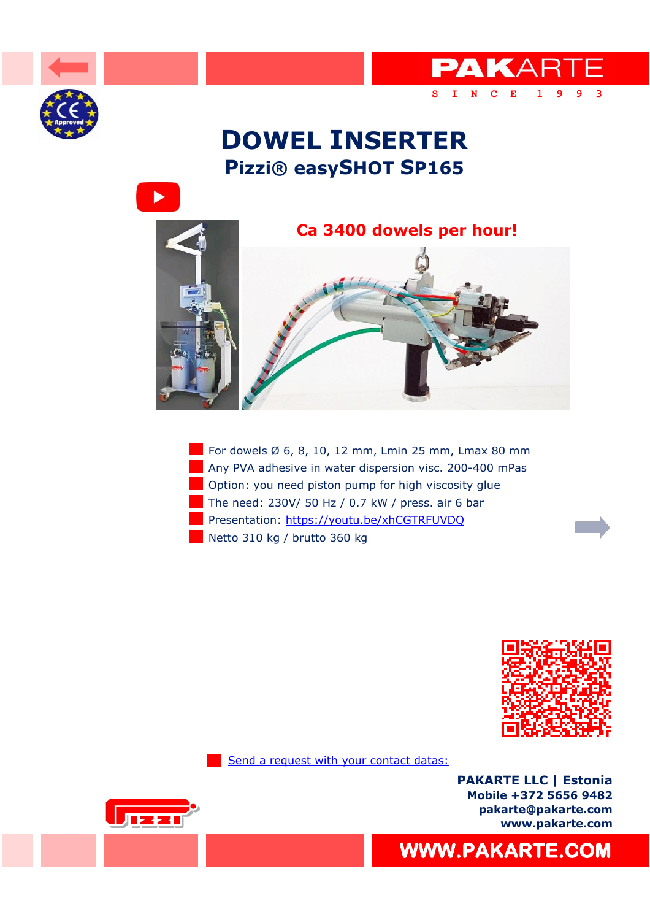PAKARTE

SINCE 1993

# DOWEL INSERTER

## Pizzi® easySHOT SP165

**Ca 3400 dowels per hour!**

- For dowels Ø 6, 8, 10, 12 mm, Lmin 25 mm, Lmax 80 mm
- Any PVA adhesive in water dispersion visc. 200-400 mPas
- Option: you need piston pump for high viscosity glue
- The need: 230V/ 50 Hz / 0.7 kW / press. air 6 bar
- Presentation: [https://youtu.be/xhCGTRFUVDQ](https://youtu.be/xhCGTRFUVDQ)
- Netto 310 kg / brutto 360 kg

- [Send a request with your contact datas:]()

**PAKARTE LLC | Estonia**
**Mobile +372 5656 9482**
**pakarte@pakarte.com**
**www.pakarte.com**

**WWW.PAKARTE.COM**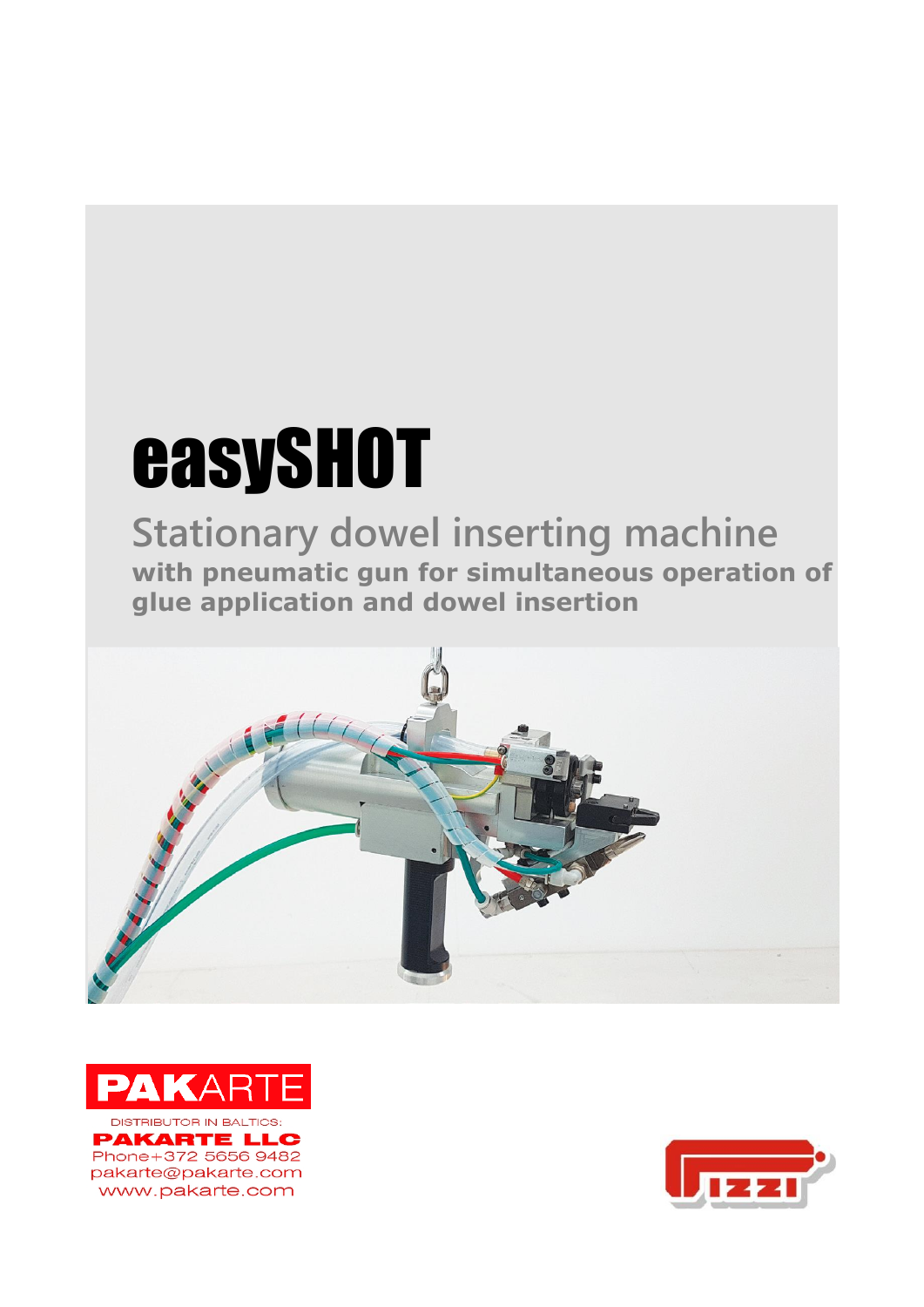# easySHOT

## Stationary dowel inserting machine

**with pneumatic gun for simultaneous operation of glue application and dowel insertion**

PAKARTE

DISTRIBUTOR IN BALTICS:

**PAKARTE LLC**

Phone+372 5656 9482

pakarte@pakarte.com

www.pakarte.com

Pizzi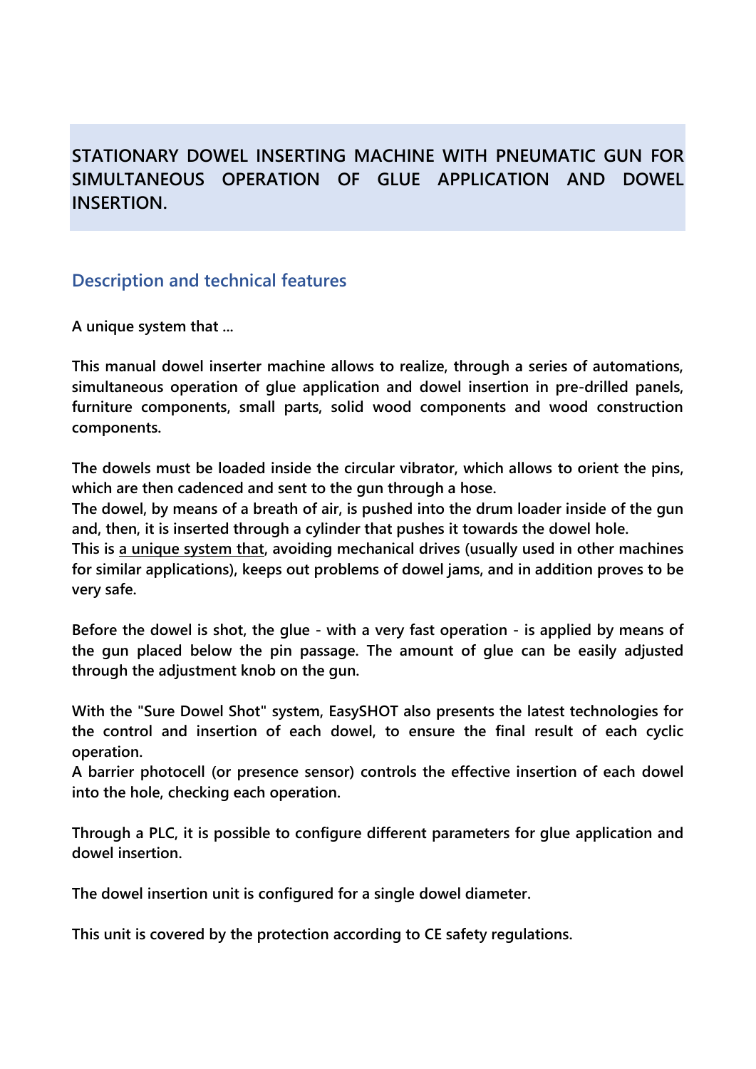# STATIONARY DOWEL INSERTING MACHINE WITH PNEUMATIC GUN FOR SIMULTANEOUS OPERATION OF GLUE APPLICATION AND DOWEL INSERTION.

## Description and technical features

**A unique system that ...**

**This manual dowel inserter machine allows to realize, through a series of automations, simultaneous operation of glue application and dowel insertion in pre-drilled panels, furniture components, small parts, solid wood components and wood construction components.**

**The dowels must be loaded inside the circular vibrator, which allows to orient the pins, which are then cadenced and sent to the gun through a hose.**
**The dowel, by means of a breath of air, is pushed into the drum loader inside of the gun and, then, it is inserted through a cylinder that pushes it towards the dowel hole.**
**This is <u>a unique system that</u>, avoiding mechanical drives (usually used in other machines for similar applications), keeps out problems of dowel jams, and in addition proves to be very safe.**

**Before the dowel is shot, the glue - with a very fast operation - is applied by means of the gun placed below the pin passage. The amount of glue can be easily adjusted through the adjustment knob on the gun.**

**With the "Sure Dowel Shot" system, EasySHOT also presents the latest technologies for the control and insertion of each dowel, to ensure the final result of each cyclic operation.**
**A barrier photocell (or presence sensor) controls the effective insertion of each dowel into the hole, checking each operation.**

**Through a PLC, it is possible to configure different parameters for glue application and dowel insertion.**

**The dowel insertion unit is configured for a single dowel diameter.**

**This unit is covered by the protection according to CE safety regulations.**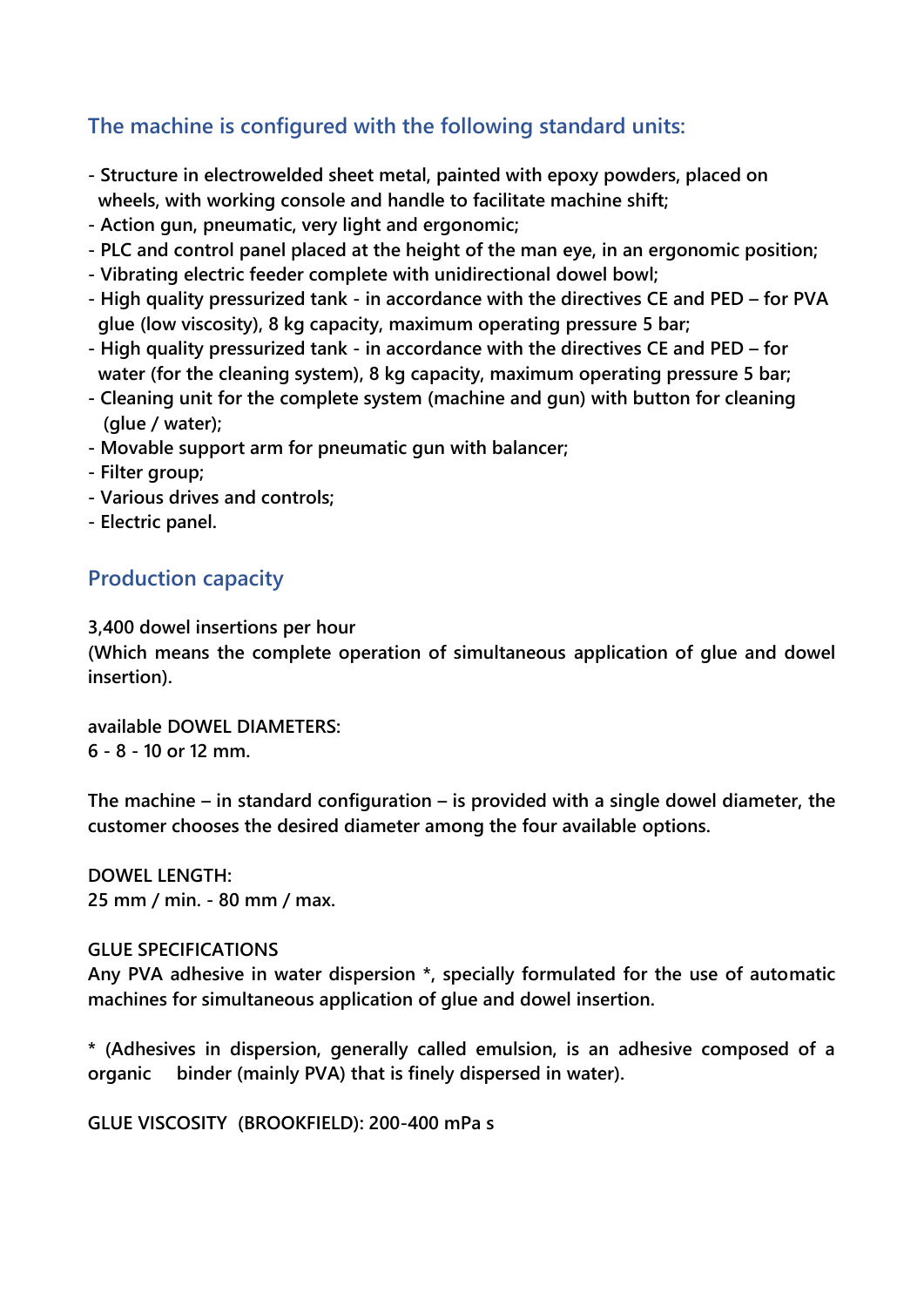## The machine is configured with the following standard units:

- **Structure in electrowelded sheet metal, painted with epoxy powders, placed on wheels, with working console and handle to facilitate machine shift;**
- **Action gun, pneumatic, very light and ergonomic;**
- **PLC and control panel placed at the height of the man eye, in an ergonomic position;**
- **Vibrating electric feeder complete with unidirectional dowel bowl;**
- **High quality pressurized tank - in accordance with the directives CE and PED – for PVA glue (low viscosity), 8 kg capacity, maximum operating pressure 5 bar;**
- **High quality pressurized tank - in accordance with the directives CE and PED – for water (for the cleaning system), 8 kg capacity, maximum operating pressure 5 bar;**
- **Cleaning unit for the complete system (machine and gun) with button for cleaning (glue / water);**
- **Movable support arm for pneumatic gun with balancer;**
- **Filter group;**
- **Various drives and controls;**
- **Electric panel.**

## Production capacity

**3,400 dowel insertions per hour**
**(Which means the complete operation of simultaneous application of glue and dowel insertion).**

**available DOWEL DIAMETERS:**
**6 - 8 - 10 or 12 mm.**

**The machine – in standard configuration – is provided with a single dowel diameter, the customer chooses the desired diameter among the four available options.**

**DOWEL LENGTH:**
**25 mm / min. - 80 mm / max.**

**GLUE SPECIFICATIONS**
**Any PVA adhesive in water dispersion *, specially formulated for the use of automatic machines for simultaneous application of glue and dowel insertion.**

**\* (Adhesives in dispersion, generally called emulsion, is an adhesive composed of a organic binder (mainly PVA) that is finely dispersed in water).**

**GLUE VISCOSITY (BROOKFIELD): 200-400 mPa s**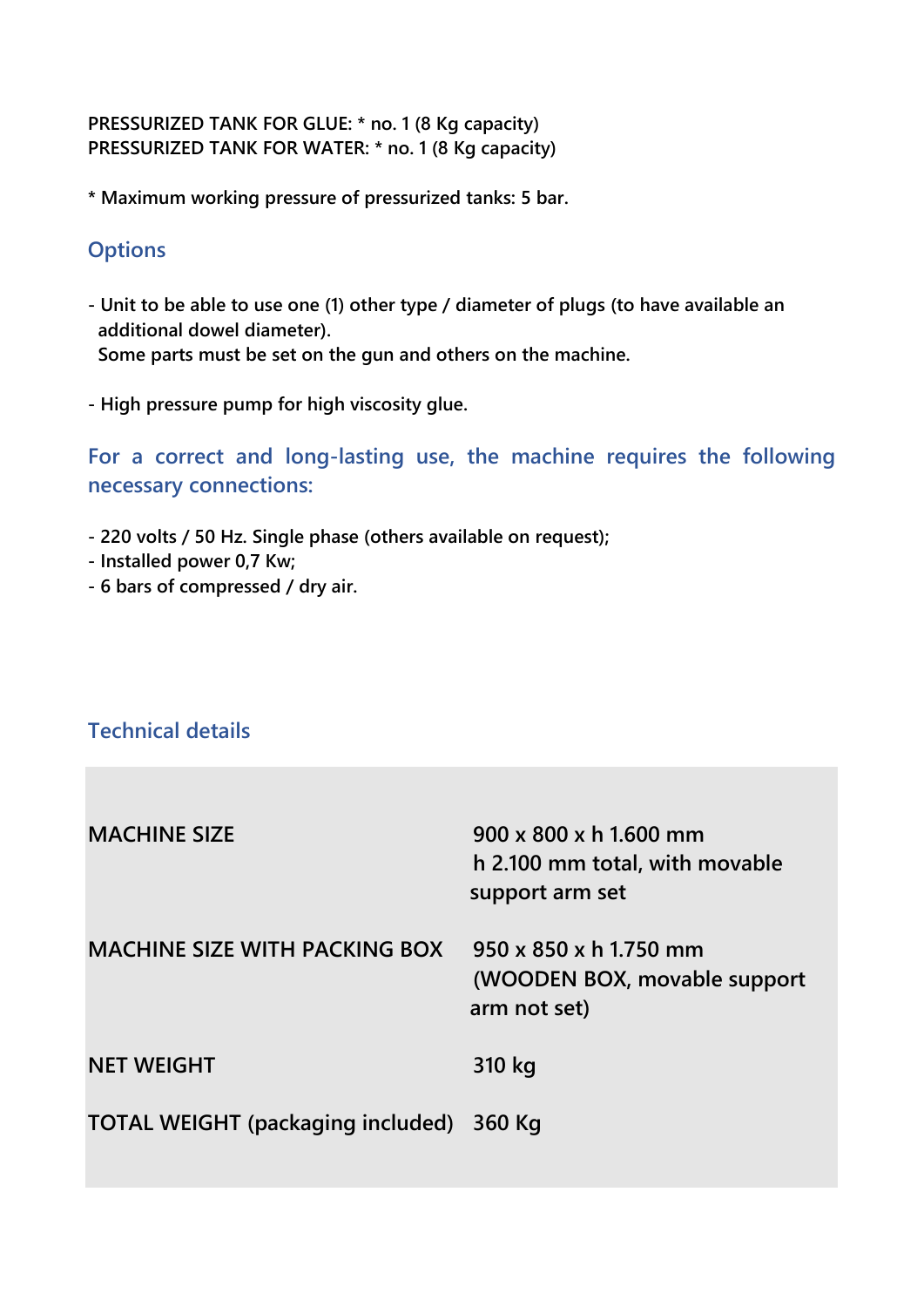**PRESSURIZED TANK FOR GLUE: * no. 1 (8 Kg capacity)**
**PRESSURIZED TANK FOR WATER: * no. 1 (8 Kg capacity)**

**\* Maximum working pressure of pressurized tanks: 5 bar.**

## Options

- **Unit to be able to use one (1) other type / diameter of plugs (to have available an additional dowel diameter).**
  **Some parts must be set on the gun and others on the machine.**

- **High pressure pump for high viscosity glue.**

## For a correct and long-lasting use, the machine requires the following necessary connections:

- **220 volts / 50 Hz. Single phase (others available on request);**
- **Installed power 0,7 Kw;**
- **6 bars of compressed / dry air.**

## Technical details

| | |
|---|---|
| MACHINE SIZE | 900 x 800 x h 1.600 mm<br>h 2.100 mm total, with movable support arm set |
| MACHINE SIZE WITH PACKING BOX | 950 x 850 x h 1.750 mm<br>(WOODEN BOX, movable support arm not set) |
| NET WEIGHT | 310 kg |
| TOTAL WEIGHT (packaging included) | 360 Kg |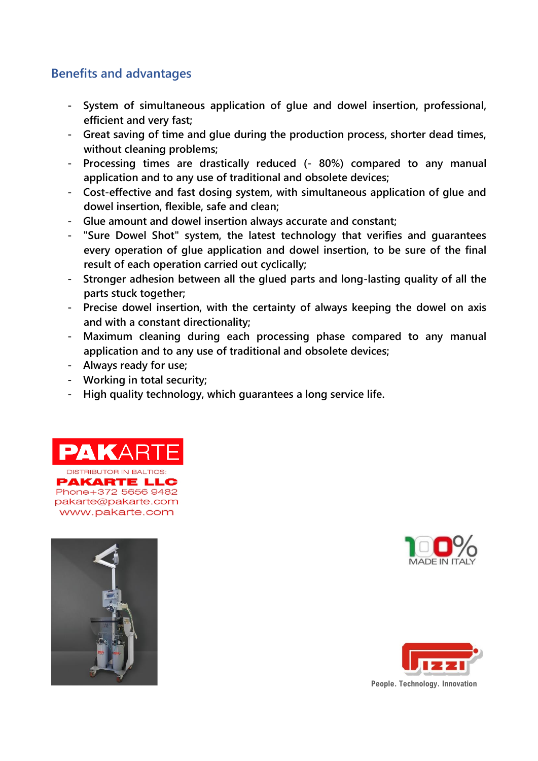## Benefits and advantages

- System of simultaneous application of glue and dowel insertion, professional, efficient and very fast;
- Great saving of time and glue during the production process, shorter dead times, without cleaning problems;
- Processing times are drastically reduced (- 80%) compared to any manual application and to any use of traditional and obsolete devices;
- Cost-effective and fast dosing system, with simultaneous application of glue and dowel insertion, flexible, safe and clean;
- Glue amount and dowel insertion always accurate and constant;
- "Sure Dowel Shot" system, the latest technology that verifies and guarantees every operation of glue application and dowel insertion, to be sure of the final result of each operation carried out cyclically;
- Stronger adhesion between all the glued parts and long-lasting quality of all the parts stuck together;
- Precise dowel insertion, with the certainty of always keeping the dowel on axis and with a constant directionality;
- Maximum cleaning during each processing phase compared to any manual application and to any use of traditional and obsolete devices;
- Always ready for use;
- Working in total security;
- High quality technology, which guarantees a long service life.

PAKARTE

DISTRIBUTOR IN BALTICS:

PAKARTE LLC

Phone+372 5656 9482

pakarte@pakarte.com

www.pakarte.com

100% MADE IN ITALY

People. Technology. Innovation